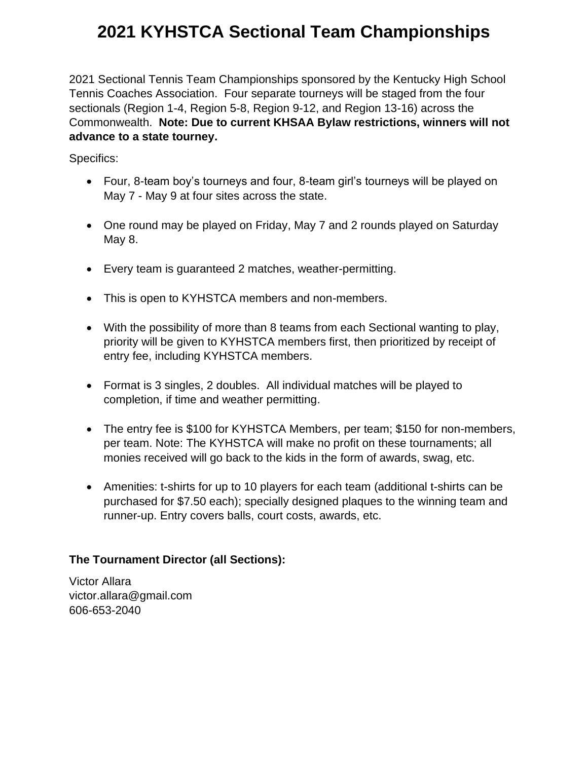# 2021 KYHSTCA Sectional Team Championships

2021 Sectional Tennis Team Championships sponsored by the Kentucky High School Tennis Coaches Association. Four separate tourneys will be staged from the four sectionals (Region 1-4, Region 5-8, Region 9-12, and Region 13-16) across the Commonwealth. **Note: Due to current KHSAA Bylaw restrictions, winners will not advance to a state tourney.**

Specifics:

- Four, 8-team boy's tourneys and four, 8-team girl's tourneys will be played on May 7 - May 9 at four sites across the state.
- One round may be played on Friday, May 7 and 2 rounds played on Saturday May 8.
- Every team is guaranteed 2 matches, weather-permitting.
- This is open to KYHSTCA members and non-members.
- With the possibility of more than 8 teams from each Sectional wanting to play, priority will be given to KYHSTCA members first, then prioritized by receipt of entry fee, including KYHSTCA members.
- Format is 3 singles, 2 doubles. All individual matches will be played to completion, if time and weather permitting.
- The entry fee is $100 for KYHSTCA Members, per team; $150 for non-members, per team. Note: The KYHSTCA will make no profit on these tournaments; all monies received will go back to the kids in the form of awards, swag, etc.
- Amenities: t-shirts for up to 10 players for each team (additional t-shirts can be purchased for $7.50 each); specially designed plaques to the winning team and runner-up. Entry covers balls, court costs, awards, etc.

**The Tournament Director (all Sections):**

Victor Allara
victor.allara@gmail.com
606-653-2040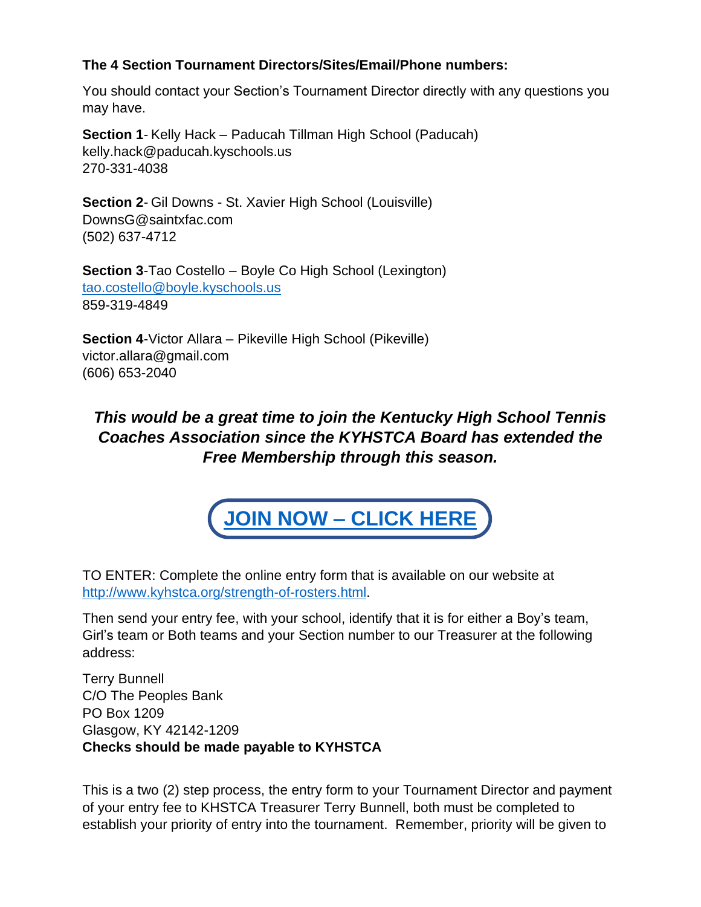**The 4 Section Tournament Directors/Sites/Email/Phone numbers:**

You should contact your Section's Tournament Director directly with any questions you may have.

**Section 1**- Kelly Hack – Paducah Tillman High School (Paducah)
kelly.hack@paducah.kyschools.us
270-331-4038

**Section 2**- Gil Downs - St. Xavier High School (Louisville)
DownsG@saintxfac.com
(502) 637-4712

**Section 3**-Tao Costello – Boyle Co High School (Lexington)
tao.costello@boyle.kyschools.us
859-319-4849

**Section 4**-Victor Allara – Pikeville High School (Pikeville)
victor.allara@gmail.com
(606) 653-2040

***This would be a great time to join the Kentucky High School Tennis Coaches Association since the KYHSTCA Board has extended the Free Membership through this season.***

**JOIN NOW – CLICK HERE**

TO ENTER: Complete the online entry form that is available on our website at http://www.kyhstca.org/strength-of-rosters.html.

Then send your entry fee, with your school, identify that it is for either a Boy's team, Girl's team or Both teams and your Section number to our Treasurer at the following address:

Terry Bunnell
C/O The Peoples Bank
PO Box 1209
Glasgow, KY 42142-1209
**Checks should be made payable to KYHSTCA**

This is a two (2) step process, the entry form to your Tournament Director and payment of your entry fee to KHSTCA Treasurer Terry Bunnell, both must be completed to establish your priority of entry into the tournament. Remember, priority will be given to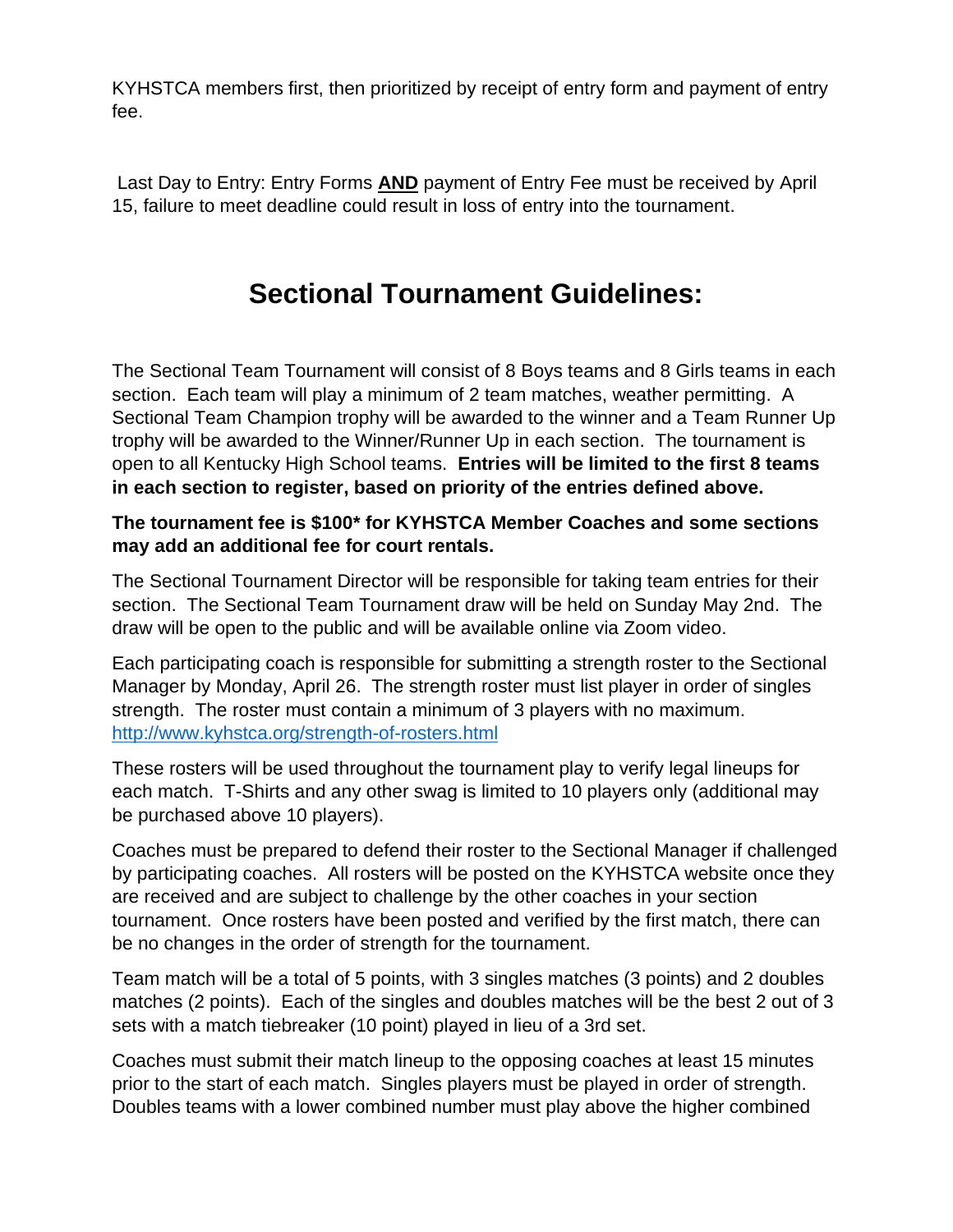KYHSTCA members first, then prioritized by receipt of entry form and payment of entry fee.

Last Day to Entry: Entry Forms **AND** payment of Entry Fee must be received by April 15, failure to meet deadline could result in loss of entry into the tournament.

# Sectional Tournament Guidelines:

The Sectional Team Tournament will consist of 8 Boys teams and 8 Girls teams in each section. Each team will play a minimum of 2 team matches, weather permitting. A Sectional Team Champion trophy will be awarded to the winner and a Team Runner Up trophy will be awarded to the Winner/Runner Up in each section. The tournament is open to all Kentucky High School teams. **Entries will be limited to the first 8 teams in each section to register, based on priority of the entries defined above.**

**The tournament fee is $100* for KYHSTCA Member Coaches and some sections may add an additional fee for court rentals.**

The Sectional Tournament Director will be responsible for taking team entries for their section. The Sectional Team Tournament draw will be held on Sunday May 2nd. The draw will be open to the public and will be available online via Zoom video.

Each participating coach is responsible for submitting a strength roster to the Sectional Manager by Monday, April 26. The strength roster must list player in order of singles strength. The roster must contain a minimum of 3 players with no maximum.
http://www.kyhstca.org/strength-of-rosters.html

These rosters will be used throughout the tournament play to verify legal lineups for each match. T-Shirts and any other swag is limited to 10 players only (additional may be purchased above 10 players).

Coaches must be prepared to defend their roster to the Sectional Manager if challenged by participating coaches. All rosters will be posted on the KYHSTCA website once they are received and are subject to challenge by the other coaches in your section tournament. Once rosters have been posted and verified by the first match, there can be no changes in the order of strength for the tournament.

Team match will be a total of 5 points, with 3 singles matches (3 points) and 2 doubles matches (2 points). Each of the singles and doubles matches will be the best 2 out of 3 sets with a match tiebreaker (10 point) played in lieu of a 3rd set.

Coaches must submit their match lineup to the opposing coaches at least 15 minutes prior to the start of each match. Singles players must be played in order of strength. Doubles teams with a lower combined number must play above the higher combined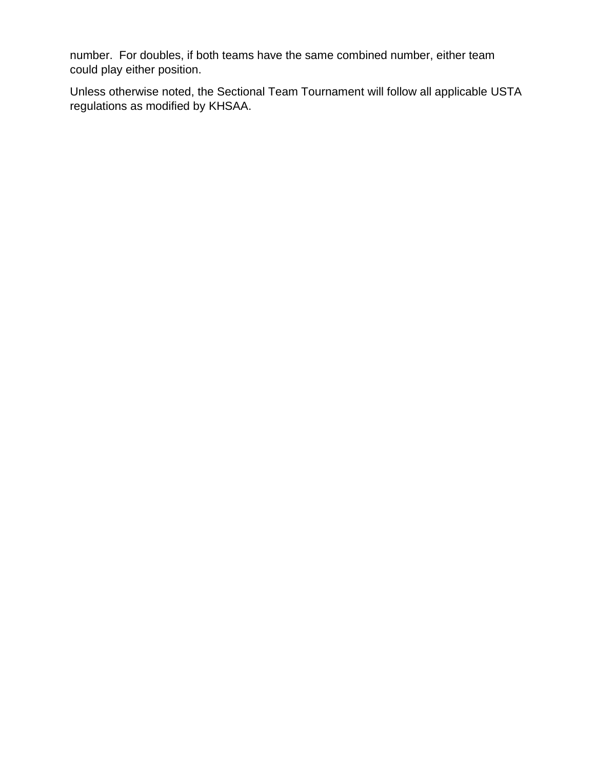number.  For doubles, if both teams have the same combined number, either team could play either position.

Unless otherwise noted, the Sectional Team Tournament will follow all applicable USTA regulations as modified by KHSAA.